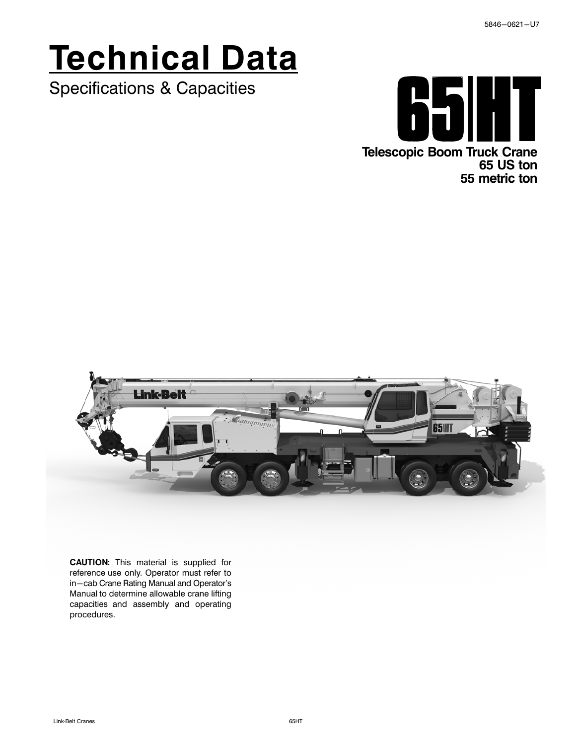5846–0621–U7

# Technical Data

## Specifications & Capacities

# 65|HT

**Telescopic Boom Truck Crane**
**65 US ton**
**55 metric ton**

**CAUTION:** This material is supplied for reference use only. Operator must refer to in–cab Crane Rating Manual and Operator's Manual to determine allowable crane lifting capacities and assembly and operating procedures.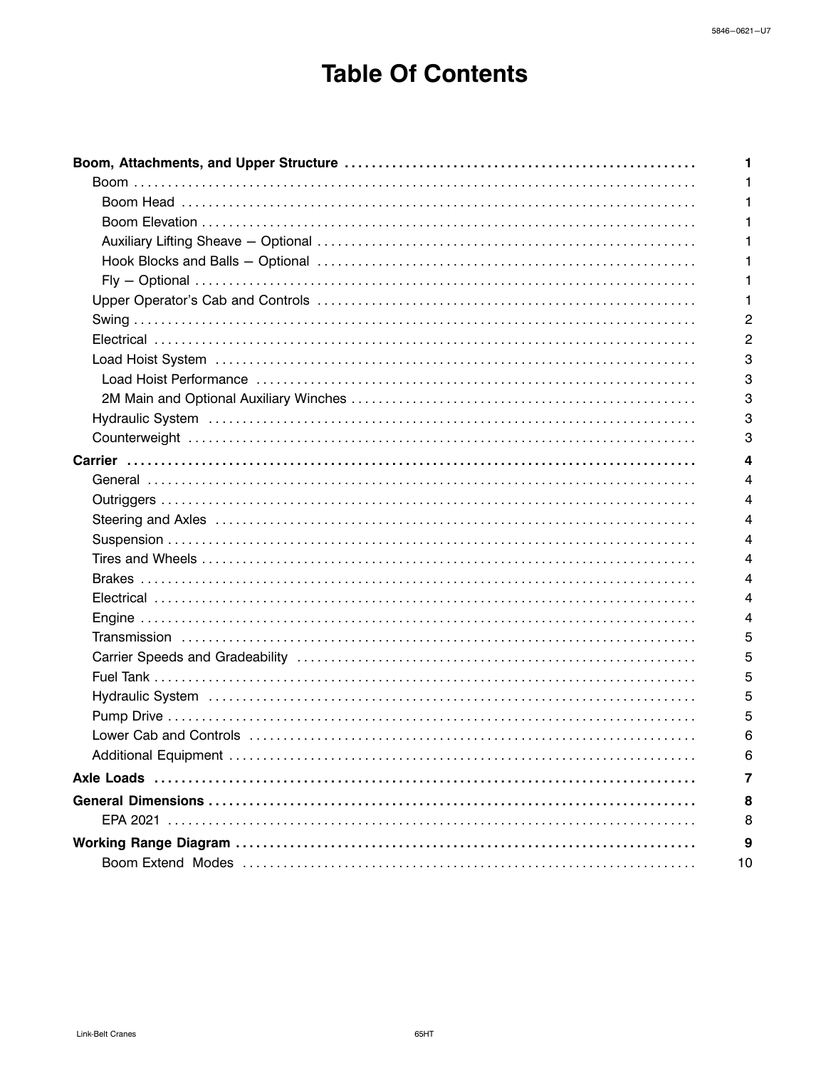# Table Of Contents

| | |
|---|---|
| **Boom, Attachments, and Upper Structure** | **1** |
| Boom | 1 |
| Boom Head | 1 |
| Boom Elevation | 1 |
| Auxiliary Lifting Sheave − Optional | 1 |
| Hook Blocks and Balls − Optional | 1 |
| Fly − Optional | 1 |
| Upper Operator's Cab and Controls | 1 |
| Swing | 2 |
| Electrical | 2 |
| Load Hoist System | 3 |
| Load Hoist Performance | 3 |
| 2M Main and Optional Auxiliary Winches | 3 |
| Hydraulic System | 3 |
| Counterweight | 3 |
| **Carrier** | **4** |
| General | 4 |
| Outriggers | 4 |
| Steering and Axles | 4 |
| Suspension | 4 |
| Tires and Wheels | 4 |
| Brakes | 4 |
| Electrical | 4 |
| Engine | 4 |
| Transmission | 5 |
| Carrier Speeds and Gradeability | 5 |
| Fuel Tank | 5 |
| Hydraulic System | 5 |
| Pump Drive | 5 |
| Lower Cab and Controls | 6 |
| Additional Equipment | 6 |
| **Axle Loads** | **7** |
| **General Dimensions** | **8** |
| EPA 2021 | 8 |
| **Working Range Diagram** | **9** |
| Boom Extend Modes | 10 |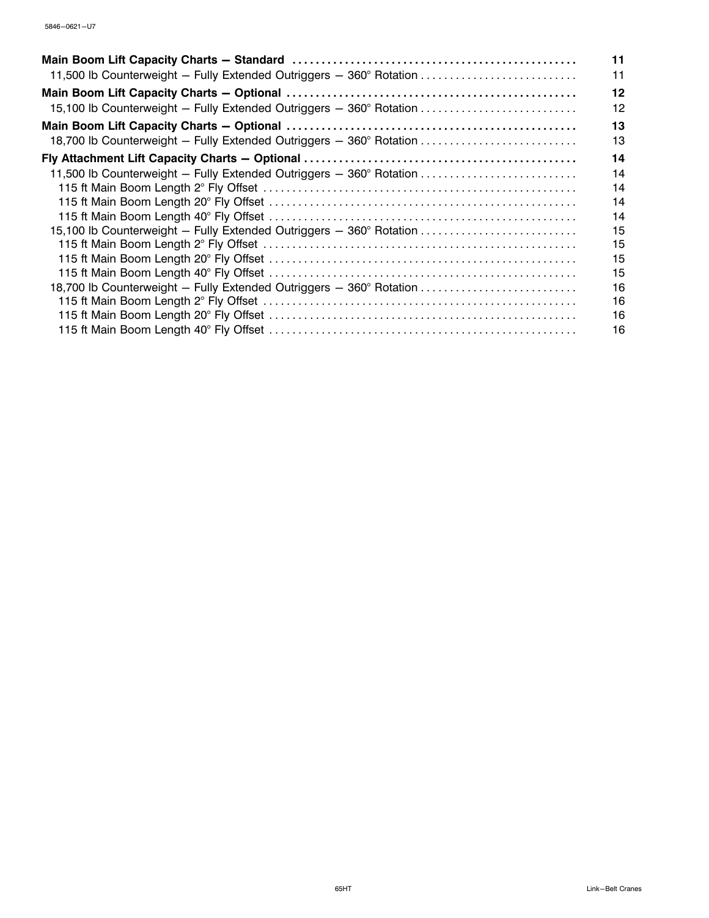| | |
|---|---|
| **Main Boom Lift Capacity Charts — Standard** | **11** |
| 11,500 lb Counterweight — Fully Extended Outriggers — 360° Rotation | 11 |
| **Main Boom Lift Capacity Charts — Optional** | **12** |
| 15,100 lb Counterweight — Fully Extended Outriggers — 360° Rotation | 12 |
| **Main Boom Lift Capacity Charts — Optional** | **13** |
| 18,700 lb Counterweight — Fully Extended Outriggers — 360° Rotation | 13 |
| **Fly Attachment Lift Capacity Charts — Optional** | **14** |
| 11,500 lb Counterweight — Fully Extended Outriggers — 360° Rotation | 14 |
| 115 ft Main Boom Length 2° Fly Offset | 14 |
| 115 ft Main Boom Length 20° Fly Offset | 14 |
| 115 ft Main Boom Length 40° Fly Offset | 14 |
| 15,100 lb Counterweight — Fully Extended Outriggers — 360° Rotation | 15 |
| 115 ft Main Boom Length 2° Fly Offset | 15 |
| 115 ft Main Boom Length 20° Fly Offset | 15 |
| 115 ft Main Boom Length 40° Fly Offset | 15 |
| 18,700 lb Counterweight — Fully Extended Outriggers — 360° Rotation | 16 |
| 115 ft Main Boom Length 2° Fly Offset | 16 |
| 115 ft Main Boom Length 20° Fly Offset | 16 |
| 115 ft Main Boom Length 40° Fly Offset | 16 |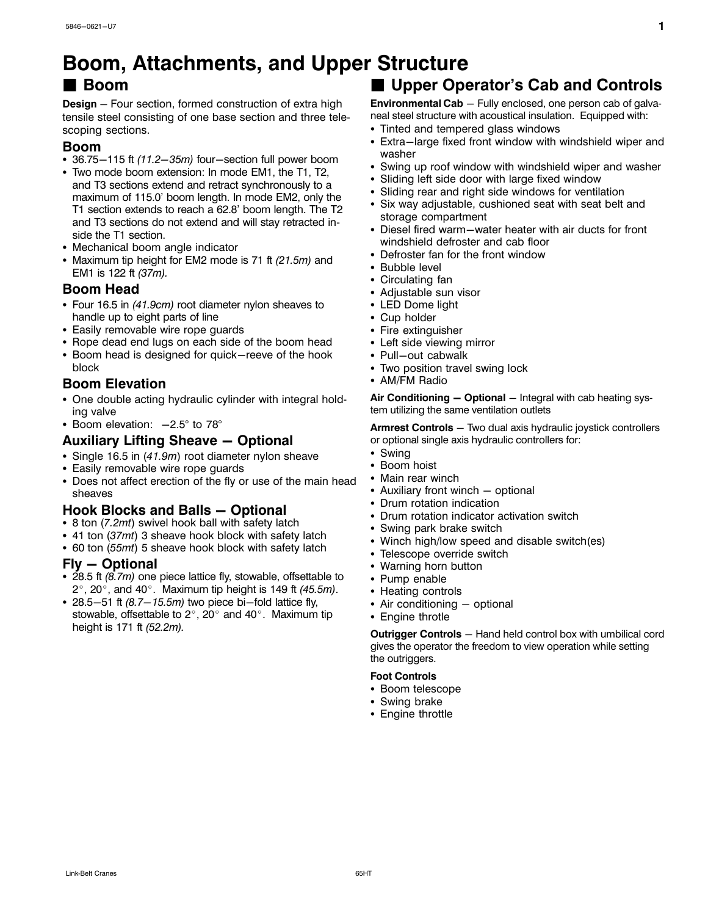# Boom, Attachments, and Upper Structure

## Boom

**Design** – Four section, formed construction of extra high tensile steel consisting of one base section and three telescoping sections.

### Boom

- 36.75–115 ft *(11.2–35m)* four–section full power boom
- Two mode boom extension: In mode EM1, the T1, T2, and T3 sections extend and retract synchronously to a maximum of 115.0' boom length. In mode EM2, only the T1 section extends to reach a 62.8' boom length. The T2 and T3 sections do not extend and will stay retracted inside the T1 section.
- Mechanical boom angle indicator
- Maximum tip height for EM2 mode is 71 ft *(21.5m)* and EM1 is 122 ft *(37m)*.

### Boom Head

- Four 16.5 in *(41.9cm)* root diameter nylon sheaves to handle up to eight parts of line
- Easily removable wire rope guards
- Rope dead end lugs on each side of the boom head
- Boom head is designed for quick–reeve of the hook block

### Boom Elevation

- One double acting hydraulic cylinder with integral holding valve
- Boom elevation: –2.5° to 78°

### Auxiliary Lifting Sheave – Optional

- Single 16.5 in (*41.9m*) root diameter nylon sheave
- Easily removable wire rope guards
- Does not affect erection of the fly or use of the main head sheaves

### Hook Blocks and Balls – Optional

- 8 ton (*7.2mt*) swivel hook ball with safety latch
- 41 ton (*37mt*) 3 sheave hook block with safety latch
- 60 ton (*55mt*) 5 sheave hook block with safety latch

### Fly – Optional

- 28.5 ft *(8.7m)* one piece lattice fly, stowable, offsettable to 2°, 20°, and 40°. Maximum tip height is 149 ft *(45.5m)*.
- 28.5–51 ft *(8.7–15.5m)* two piece bi–fold lattice fly, stowable, offsettable to 2°, 20° and 40°. Maximum tip height is 171 ft *(52.2m)*.

## Upper Operator's Cab and Controls

**Environmental Cab** – Fully enclosed, one person cab of galvaneal steel structure with acoustical insulation. Equipped with:

- Tinted and tempered glass windows
- Extra–large fixed front window with windshield wiper and washer
- Swing up roof window with windshield wiper and washer
- Sliding left side door with large fixed window
- Sliding rear and right side windows for ventilation
- Six way adjustable, cushioned seat with seat belt and storage compartment
- Diesel fired warm–water heater with air ducts for front windshield defroster and cab floor
- Defroster fan for the front window
- Bubble level
- Circulating fan
- Adjustable sun visor
- LED Dome light
- Cup holder
- Fire extinguisher
- Left side viewing mirror
- Pull–out cabwalk
- Two position travel swing lock
- AM/FM Radio

**Air Conditioning – Optional** – Integral with cab heating system utilizing the same ventilation outlets

**Armrest Controls** – Two dual axis hydraulic joystick controllers or optional single axis hydraulic controllers for:

- Swing
- Boom hoist
- Main rear winch
- Auxiliary front winch – optional
- Drum rotation indication
- Drum rotation indicator activation switch
- Swing park brake switch
- Winch high/low speed and disable switch(es)
- Telescope override switch
- Warning horn button
- Pump enable
- Heating controls
- Air conditioning – optional
- Engine throttle

**Outrigger Controls** – Hand held control box with umbilical cord gives the operator the freedom to view operation while setting the outriggers.

**Foot Controls**

- Boom telescope
- Swing brake
- Engine throttle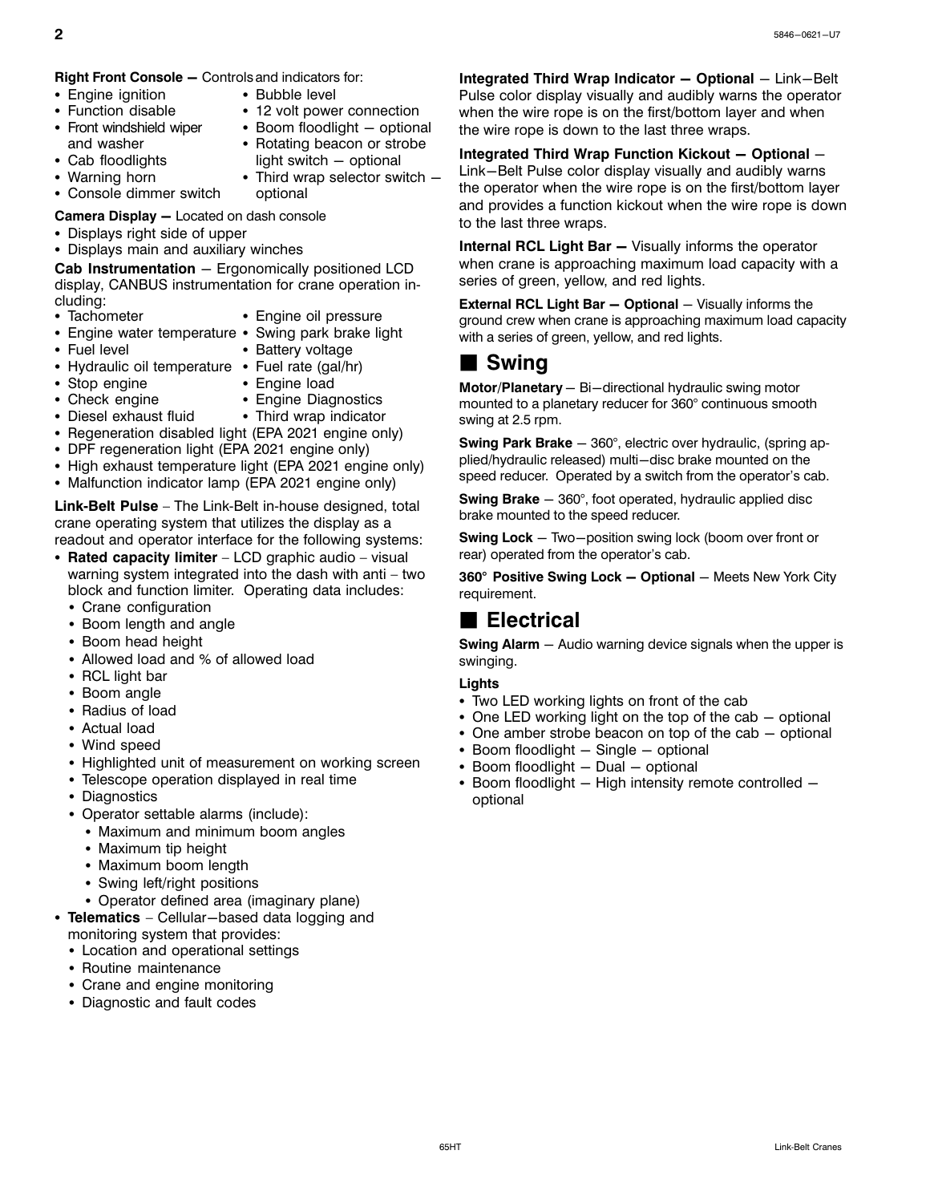**Right Front Console —** Controls and indicators for:

- Engine ignition
- Function disable
- Front windshield wiper and washer
- Cab floodlights
- Warning horn
- Console dimmer switch
- Bubble level
- 12 volt power connection
- Boom floodlight — optional
- Rotating beacon or strobe light switch — optional
- Third wrap selector switch — optional

**Camera Display —** Located on dash console

- Displays right side of upper
- Displays main and auxiliary winches

**Cab Instrumentation** — Ergonomically positioned LCD display, CANBUS instrumentation for crane operation including:

- Tachometer
- Engine water temperature
- Fuel level
- Hydraulic oil temperature
- Stop engine
- Check engine
- Diesel exhaust fluid
- Engine oil pressure
- Swing park brake light
- Battery voltage
- Fuel rate (gal/hr)
- Engine load
- Engine Diagnostics
- Third wrap indicator
- Regeneration disabled light (EPA 2021 engine only)
- DPF regeneration light (EPA 2021 engine only)
- High exhaust temperature light (EPA 2021 engine only)
- Malfunction indicator lamp (EPA 2021 engine only)

**Link-Belt Pulse** – The Link-Belt in-house designed, total crane operating system that utilizes the display as a readout and operator interface for the following systems:

- **Rated capacity limiter** – LCD graphic audio – visual warning system integrated into the dash with anti – two block and function limiter. Operating data includes:
  - Crane configuration
  - Boom length and angle
  - Boom head height
  - Allowed load and % of allowed load
  - RCL light bar
  - Boom angle
  - Radius of load
  - Actual load
  - Wind speed
  - Highlighted unit of measurement on working screen
  - Telescope operation displayed in real time
  - Diagnostics
  - Operator settable alarms (include):
    - Maximum and minimum boom angles
    - Maximum tip height
    - Maximum boom length
    - Swing left/right positions
    - Operator defined area (imaginary plane)
- **Telematics** – Cellular—based data logging and monitoring system that provides:
  - Location and operational settings
  - Routine maintenance
  - Crane and engine monitoring
  - Diagnostic and fault codes

**Integrated Third Wrap Indicator — Optional** — Link—Belt Pulse color display visually and audibly warns the operator when the wire rope is on the first/bottom layer and when the wire rope is down to the last three wraps.

**Integrated Third Wrap Function Kickout — Optional** — Link—Belt Pulse color display visually and audibly warns the operator when the wire rope is on the first/bottom layer and provides a function kickout when the wire rope is down to the last three wraps.

**Internal RCL Light Bar —** Visually informs the operator when crane is approaching maximum load capacity with a series of green, yellow, and red lights.

**External RCL Light Bar — Optional** — Visually informs the ground crew when crane is approaching maximum load capacity with a series of green, yellow, and red lights.

## ■ Swing

**Motor/Planetary** — Bi—directional hydraulic swing motor mounted to a planetary reducer for 360° continuous smooth swing at 2.5 rpm.

**Swing Park Brake** — 360°, electric over hydraulic, (spring applied/hydraulic released) multi—disc brake mounted on the speed reducer. Operated by a switch from the operator's cab.

**Swing Brake** — 360°, foot operated, hydraulic applied disc brake mounted to the speed reducer.

**Swing Lock** — Two—position swing lock (boom over front or rear) operated from the operator's cab.

**360° Positive Swing Lock — Optional** — Meets New York City requirement.

## ■ Electrical

**Swing Alarm** — Audio warning device signals when the upper is swinging.

**Lights**

- Two LED working lights on front of the cab
- One LED working light on the top of the cab — optional
- One amber strobe beacon on top of the cab — optional
- Boom floodlight — Single — optional
- Boom floodlight — Dual — optional
- Boom floodlight — High intensity remote controlled — optional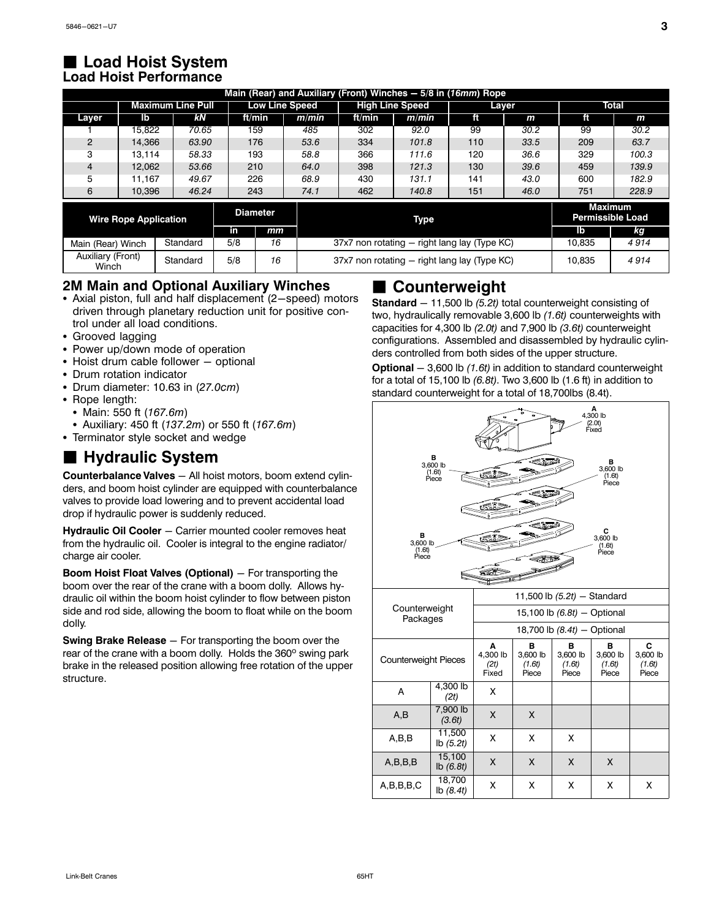## Load Hoist System

### Load Hoist Performance

| Main (Rear) and Auxiliary (Front) Winches — 5/8 in (*16mm*) Rope | | | | | | | | | | |
|---|---|---|---|---|---|---|---|---|---|---|
| | Maximum Line Pull | | Low Line Speed | | High Line Speed | | Layer | | Total | |
| Layer | lb | *kN* | ft/min | *m/min* | ft/min | *m/min* | ft | *m* | ft | *m* |
| 1 | 15,822 | *70.65* | 159 | *485* | 302 | *92.0* | 99 | *30.2* | 99 | *30.2* |
| 2 | 14,366 | *63.90* | 176 | *53.6* | 334 | *101.8* | 110 | *33.5* | 209 | *63.7* |
| 3 | 13,114 | *58.33* | 193 | *58.8* | 366 | *111.6* | 120 | *36.6* | 329 | *100.3* |
| 4 | 12,062 | *53.66* | 210 | *64.0* | 398 | *121.3* | 130 | *39.6* | 459 | *139.9* |
| 5 | 11,167 | *49.67* | 226 | *68.9* | 430 | *131.1* | 141 | *43.0* | 600 | *182.9* |
| 6 | 10,396 | *46.24* | 243 | *74.1* | 462 | *140.8* | 151 | *46.0* | 751 | *228.9* |

| Wire Rope Application | | Diameter | | Type | Maximum Permissible Load | |
|---|---|---|---|---|---|---|
| | | in | *mm* | | lb | *kg* |
| Main (Rear) Winch | Standard | 5/8 | *16* | 37x7 non rotating — right lang lay (Type KC) | 10,835 | *4 914* |
| Auxiliary (Front) Winch | Standard | 5/8 | *16* | 37x7 non rotating — right lang lay (Type KC) | 10,835 | *4 914* |

### 2M Main and Optional Auxiliary Winches

- Axial piston, full and half displacement (2—speed) motors driven through planetary reduction unit for positive control under all load conditions.
- Grooved lagging
- Power up/down mode of operation
- Hoist drum cable follower — optional
- Drum rotation indicator
- Drum diameter: 10.63 in (*27.0cm*)
- Rope length:
  - Main: 550 ft (*167.6m*)
  - Auxiliary: 450 ft (*137.2m*) or 550 ft (*167.6m*)
- Terminator style socket and wedge

## Hydraulic System

**Counterbalance Valves** — All hoist motors, boom extend cylinders, and boom hoist cylinder are equipped with counterbalance valves to provide load lowering and to prevent accidental load drop if hydraulic power is suddenly reduced.

**Hydraulic Oil Cooler** — Carrier mounted cooler removes heat from the hydraulic oil. Cooler is integral to the engine radiator/ charge air cooler.

**Boom Hoist Float Valves (Optional)** — For transporting the boom over the rear of the crane with a boom dolly. Allows hydraulic oil within the boom hoist cylinder to flow between piston side and rod side, allowing the boom to float while on the boom dolly.

**Swing Brake Release** — For transporting the boom over the rear of the crane with a boom dolly. Holds the 360° swing park brake in the released position allowing free rotation of the upper structure.

## Counterweight

**Standard** — 11,500 lb *(5.2t)* total counterweight consisting of two, hydraulically removable 3,600 lb *(1.6t)* counterweights with capacities for 4,300 lb *(2.0t)* and 7,900 lb *(3.6t)* counterweight configurations. Assembled and disassembled by hydraulic cylinders controlled from both sides of the upper structure.

**Optional** — 3,600 lb *(1.6t)* in addition to standard counterweight for a total of 15,100 lb *(6.8t)*. Two 3,600 lb (1.6 ft) in addition to standard counterweight for a total of 18,700lbs (8.4t).

A
4,300 lb
(2.0t)
Fixed

B
3,600 lb
(1.6t)
Piece

B
3,600 lb
(1.6t)
Piece

B
3,600 lb
(1.6t)
Piece

C
3,600 lb
(1.6t)
Piece

| Counterweight Packages | |
|---|---|
| | 11,500 lb *(5.2t)* — Standard |
| | 15,100 lb *(6.8t)* — Optional |
| | 18,700 lb *(8.4t)* — Optional |

| Counterweight Pieces | | A 4,300 lb *(2t)* Fixed | B 3,600 lb *(1.6t)* Piece | B 3,600 lb *(1.6t)* Piece | B 3,600 lb *(1.6t)* Piece | C 3,600 lb *(1.6t)* Piece |
|---|---|---|---|---|---|---|
| A | 4,300 lb *(2t)* | X | | | | |
| A,B | 7,900 lb *(3.6t)* | X | X | | | |
| A,B,B | 11,500 lb *(5.2t)* | X | X | X | | |
| A,B,B,B | 15,100 lb *(6.8t)* | X | X | X | X | |
| A,B,B,B,C | 18,700 lb *(8.4t)* | X | X | X | X | X |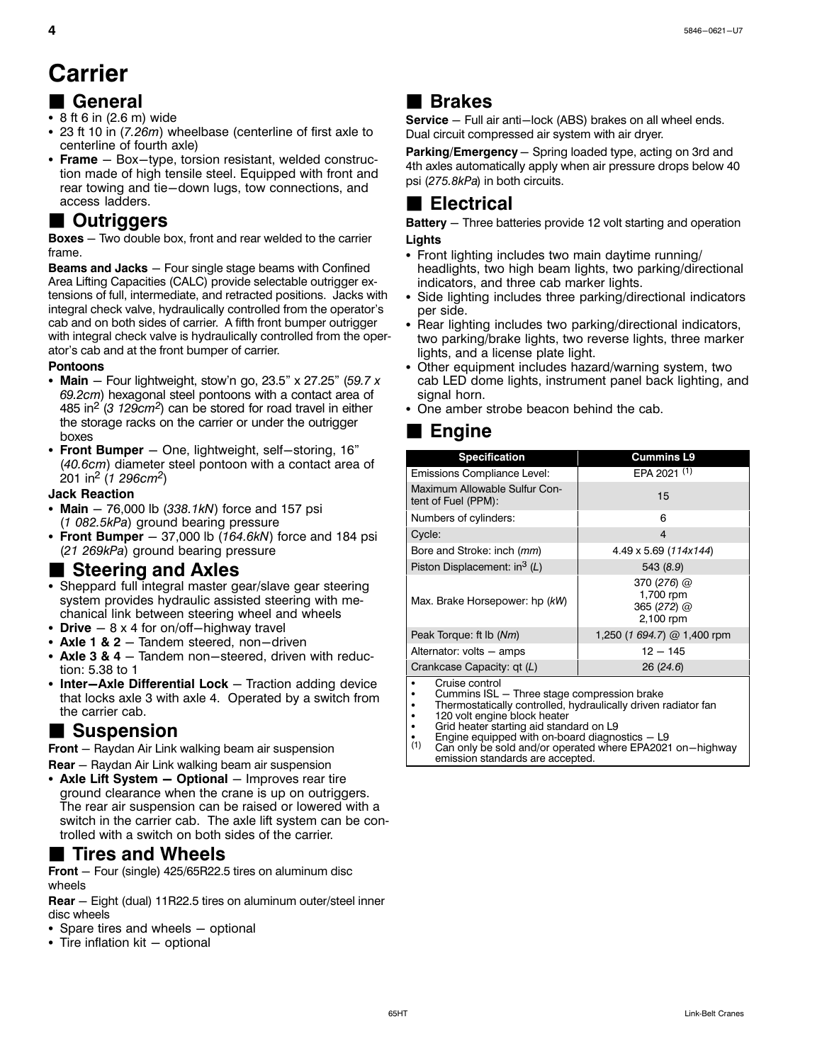// Carrier

## General

- 8 ft 6 in (2.6 m) wide
- 23 ft 10 in (*7.26m*) wheelbase (centerline of first axle to centerline of fourth axle)
- **Frame** – Box–type, torsion resistant, welded construction made of high tensile steel. Equipped with front and rear towing and tie–down lugs, tow connections, and access ladders.

## Outriggers

**Boxes** – Two double box, front and rear welded to the carrier frame.

**Beams and Jacks** – Four single stage beams with Confined Area Lifting Capacities (CALC) provide selectable outrigger extensions of full, intermediate, and retracted positions. Jacks with integral check valve, hydraulically controlled from the operator's cab and on both sides of carrier. A fifth front bumper outrigger with integral check valve is hydraulically controlled from the operator's cab and at the front bumper of carrier.

**Pontoons**

- **Main** – Four lightweight, stow'n go, 23.5" x 27.25" (*59.7 x 69.2cm*) hexagonal steel pontoons with a contact area of 485 in$^2$ (*3 129cm$^2$*) can be stored for road travel in either the storage racks on the carrier or under the outrigger boxes
- **Front Bumper** – One, lightweight, self–storing, 16" (*40.6cm*) diameter steel pontoon with a contact area of 201 in$^2$ (*1 296cm$^2$*)

**Jack Reaction**

- **Main** – 76,000 lb (*338.1kN*) force and 157 psi (*1 082.5kPa*) ground bearing pressure
- **Front Bumper** – 37,000 lb (*164.6kN*) force and 184 psi (*21 269kPa*) ground bearing pressure

## Steering and Axles

- Sheppard full integral master gear/slave gear steering system provides hydraulic assisted steering with mechanical link between steering wheel and wheels
- **Drive** – 8 x 4 for on/off–highway travel
- **Axle 1 & 2** – Tandem steered, non–driven
- **Axle 3 & 4** – Tandem non–steered, driven with reduction: 5.38 to 1
- **Inter–Axle Differential Lock** – Traction adding device that locks axle 3 with axle 4. Operated by a switch from the carrier cab.

## Suspension

**Front** – Raydan Air Link walking beam air suspension

**Rear** – Raydan Air Link walking beam air suspension

- **Axle Lift System – Optional** – Improves rear tire ground clearance when the crane is up on outriggers. The rear air suspension can be raised or lowered with a switch in the carrier cab. The axle lift system can be controlled with a switch on both sides of the carrier.

## Tires and Wheels

**Front** – Four (single) 425/65R22.5 tires on aluminum disc wheels

**Rear** – Eight (dual) 11R22.5 tires on aluminum outer/steel inner disc wheels

- Spare tires and wheels – optional
- Tire inflation kit – optional

## Brakes

**Service** – Full air anti–lock (ABS) brakes on all wheel ends. Dual circuit compressed air system with air dryer.

**Parking/Emergency** – Spring loaded type, acting on 3rd and 4th axles automatically apply when air pressure drops below 40 psi (*275.8kPa*) in both circuits.

## Electrical

**Battery** – Three batteries provide 12 volt starting and operation

**Lights**

- Front lighting includes two main daytime running/ headlights, two high beam lights, two parking/directional indicators, and three cab marker lights.
- Side lighting includes three parking/directional indicators per side.
- Rear lighting includes two parking/directional indicators, two parking/brake lights, two reverse lights, three marker lights, and a license plate light.
- Other equipment includes hazard/warning system, two cab LED dome lights, instrument panel back lighting, and signal horn.
- One amber strobe beacon behind the cab.

## Engine

| Specification | Cummins L9 |
|---|---|
| Emissions Compliance Level: | EPA 2021 (1) |
| Maximum Allowable Sulfur Content of Fuel (PPM): | 15 |
| Numbers of cylinders: | 6 |
| Cycle: | 4 |
| Bore and Stroke: inch (*mm*) | 4.49 x 5.69 (*114x144*) |
| Piston Displacement: in$^3$ (*L*) | 543 (*8.9*) |
| Max. Brake Horsepower: hp (*kW*) | 370 (*276*) @ 1,700 rpm 365 (*272*) @ 2,100 rpm |
| Peak Torque: ft lb (*Nm*) | 1,250 (*1 694.7*) @ 1,400 rpm |
| Alternator: volts – amps | 12 – 145 |
| Crankcase Capacity: qt (*L*) | 26 (*24.6*) |

- Cruise control
- Cummins ISL – Three stage compression brake
- Thermostatically controlled, hydraulically driven radiator fan
- 120 volt engine block heater
- Grid heater starting aid standard on L9
- Engine equipped with on-board diagnostics – L9

(1) Can only be sold and/or operated where EPA2021 on–highway emission standards are accepted.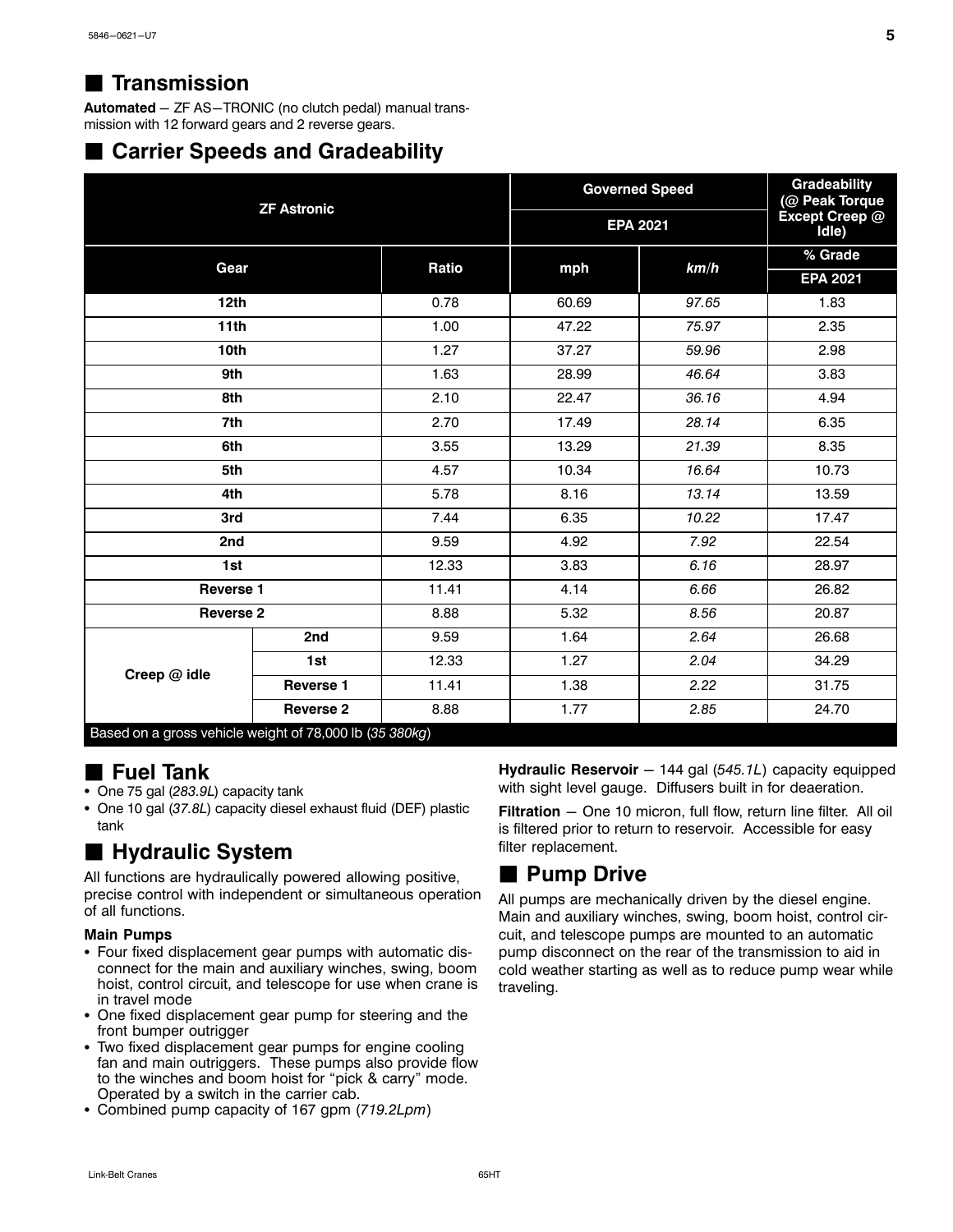## ■ Transmission

**Automated** – ZF AS–TRONIC (no clutch pedal) manual transmission with 12 forward gears and 2 reverse gears.

## ■ Carrier Speeds and Gradeability

| ZF Astronic | | | Governed Speed | | Gradeability (@ Peak Torque Except Creep @ Idle) |
|---|---|---|---|---|---|
| | | | EPA 2021 | | % Grade |
| Gear | | Ratio | mph | *km/h* | EPA 2021 |
| 12th | | 0.78 | 60.69 | *97.65* | 1.83 |
| 11th | | 1.00 | 47.22 | *75.97* | 2.35 |
| 10th | | 1.27 | 37.27 | *59.96* | 2.98 |
| 9th | | 1.63 | 28.99 | *46.64* | 3.83 |
| 8th | | 2.10 | 22.47 | *36.16* | 4.94 |
| 7th | | 2.70 | 17.49 | *28.14* | 6.35 |
| 6th | | 3.55 | 13.29 | *21.39* | 8.35 |
| 5th | | 4.57 | 10.34 | *16.64* | 10.73 |
| 4th | | 5.78 | 8.16 | *13.14* | 13.59 |
| 3rd | | 7.44 | 6.35 | *10.22* | 17.47 |
| 2nd | | 9.59 | 4.92 | *7.92* | 22.54 |
| 1st | | 12.33 | 3.83 | *6.16* | 28.97 |
| Reverse 1 | | 11.41 | 4.14 | *6.66* | 26.82 |
| Reverse 2 | | 8.88 | 5.32 | *8.56* | 20.87 |
| Creep @ idle | 2nd | 9.59 | 1.64 | *2.64* | 26.68 |
| | 1st | 12.33 | 1.27 | *2.04* | 34.29 |
| | Reverse 1 | 11.41 | 1.38 | *2.22* | 31.75 |
| | Reverse 2 | 8.88 | 1.77 | *2.85* | 24.70 |

Based on a gross vehicle weight of 78,000 lb (*35 380kg*)

## ■ Fuel Tank

- One 75 gal (*283.9L*) capacity tank
- One 10 gal (*37.8L*) capacity diesel exhaust fluid (DEF) plastic tank

## ■ Hydraulic System

All functions are hydraulically powered allowing positive, precise control with independent or simultaneous operation of all functions.

**Main Pumps**

- Four fixed displacement gear pumps with automatic disconnect for the main and auxiliary winches, swing, boom hoist, control circuit, and telescope for use when crane is in travel mode
- One fixed displacement gear pump for steering and the front bumper outrigger
- Two fixed displacement gear pumps for engine cooling fan and main outriggers. These pumps also provide flow to the winches and boom hoist for "pick & carry" mode. Operated by a switch in the carrier cab.
- Combined pump capacity of 167 gpm (*719.2Lpm*)

**Hydraulic Reservoir** – 144 gal (*545.1L*) capacity equipped with sight level gauge. Diffusers built in for deaeration.

**Filtration** – One 10 micron, full flow, return line filter. All oil is filtered prior to return to reservoir. Accessible for easy filter replacement.

## ■ Pump Drive

All pumps are mechanically driven by the diesel engine. Main and auxiliary winches, swing, boom hoist, control circuit, and telescope pumps are mounted to an automatic pump disconnect on the rear of the transmission to aid in cold weather starting as well as to reduce pump wear while traveling.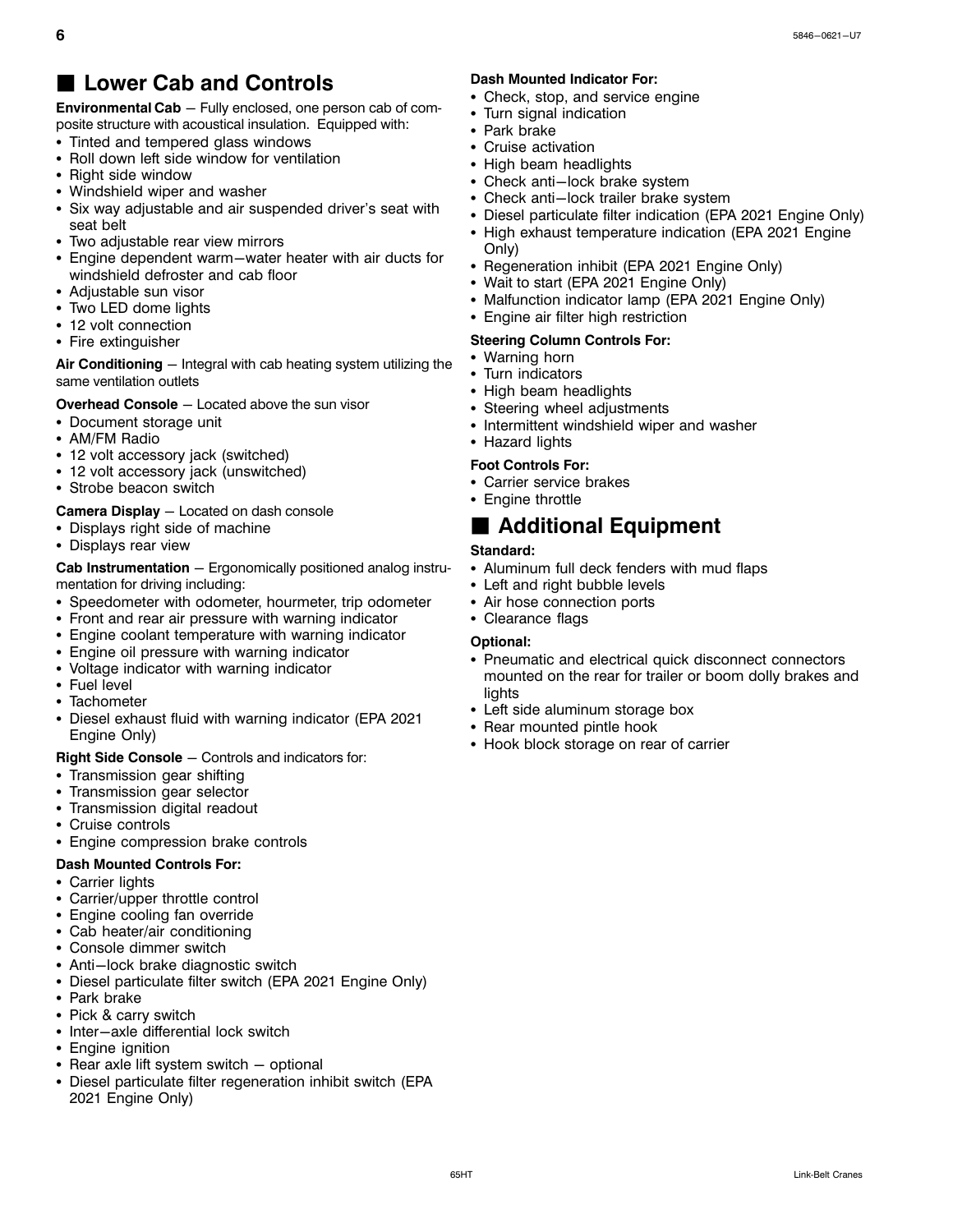## Lower Cab and Controls

**Environmental Cab** — Fully enclosed, one person cab of composite structure with acoustical insulation. Equipped with:

- Tinted and tempered glass windows
- Roll down left side window for ventilation
- Right side window
- Windshield wiper and washer
- Six way adjustable and air suspended driver's seat with seat belt
- Two adjustable rear view mirrors
- Engine dependent warm—water heater with air ducts for windshield defroster and cab floor
- Adjustable sun visor
- Two LED dome lights
- 12 volt connection
- Fire extinguisher

**Air Conditioning** — Integral with cab heating system utilizing the same ventilation outlets

**Overhead Console** — Located above the sun visor

- Document storage unit
- AM/FM Radio
- 12 volt accessory jack (switched)
- 12 volt accessory jack (unswitched)
- Strobe beacon switch

**Camera Display** — Located on dash console

- Displays right side of machine
- Displays rear view

**Cab Instrumentation** — Ergonomically positioned analog instrumentation for driving including:

- Speedometer with odometer, hourmeter, trip odometer
- Front and rear air pressure with warning indicator
- Engine coolant temperature with warning indicator
- Engine oil pressure with warning indicator
- Voltage indicator with warning indicator
- Fuel level
- Tachometer
- Diesel exhaust fluid with warning indicator (EPA 2021 Engine Only)

**Right Side Console** — Controls and indicators for:

- Transmission gear shifting
- Transmission gear selector
- Transmission digital readout
- Cruise controls
- Engine compression brake controls

**Dash Mounted Controls For:**

- Carrier lights
- Carrier/upper throttle control
- Engine cooling fan override
- Cab heater/air conditioning
- Console dimmer switch
- Anti—lock brake diagnostic switch
- Diesel particulate filter switch (EPA 2021 Engine Only)
- Park brake
- Pick & carry switch
- Inter—axle differential lock switch
- Engine ignition
- Rear axle lift system switch — optional
- Diesel particulate filter regeneration inhibit switch (EPA 2021 Engine Only)

**Dash Mounted Indicator For:**

- Check, stop, and service engine
- Turn signal indication
- Park brake
- Cruise activation
- High beam headlights
- Check anti—lock brake system
- Check anti—lock trailer brake system
- Diesel particulate filter indication (EPA 2021 Engine Only)
- High exhaust temperature indication (EPA 2021 Engine Only)
- Regeneration inhibit (EPA 2021 Engine Only)
- Wait to start (EPA 2021 Engine Only)
- Malfunction indicator lamp (EPA 2021 Engine Only)
- Engine air filter high restriction

**Steering Column Controls For:**

- Warning horn
- Turn indicators
- High beam headlights
- Steering wheel adjustments
- Intermittent windshield wiper and washer
- Hazard lights

**Foot Controls For:**

- Carrier service brakes
- Engine throttle

## Additional Equipment

**Standard:**

- Aluminum full deck fenders with mud flaps
- Left and right bubble levels
- Air hose connection ports
- Clearance flags

**Optional:**

- Pneumatic and electrical quick disconnect connectors mounted on the rear for trailer or boom dolly brakes and lights
- Left side aluminum storage box
- Rear mounted pintle hook
- Hook block storage on rear of carrier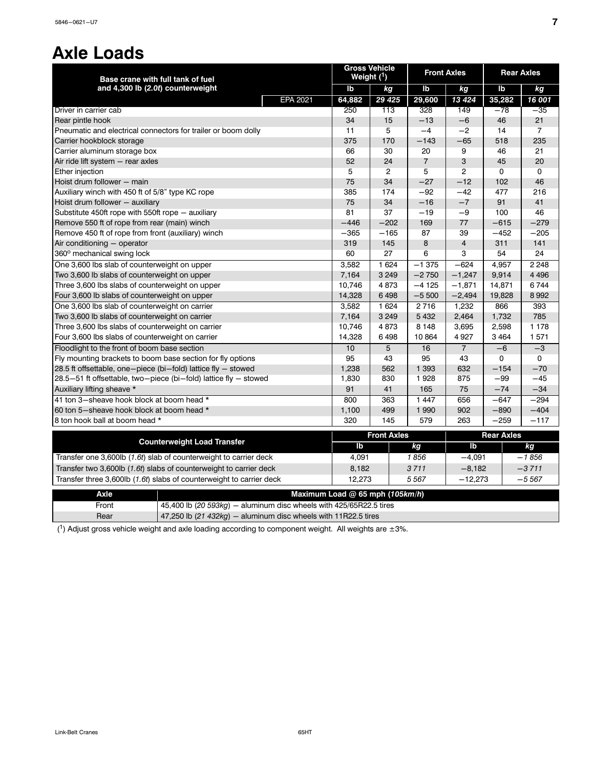# Axle Loads

| Base crane with full tank of fuel and 4,300 lb (*2.0t*) counterweight | | Gross Vehicle Weight ([1]) | | Front Axles | | Rear Axles | |
|---|---|---|---|---|---|---|---|
| | | lb | *kg* | lb | *kg* | lb | *kg* |
| | EPA 2021 | **64,882** | ***29 425*** | **29,600** | ***13 424*** | **35,282** | ***16 001*** |
| Driver in carrier cab | | 250 | 113 | 328 | 149 | −78 | −35 |
| Rear pintle hook | | 34 | 15 | −13 | −6 | 46 | 21 |
| Pneumatic and electrical connectors for trailer or boom dolly | | 11 | 5 | −4 | −2 | 14 | 7 |
| Carrier hookblock storage | | 375 | 170 | −143 | −65 | 518 | 235 |
| Carrier aluminum storage box | | 66 | 30 | 20 | 9 | 46 | 21 |
| Air ride lift system − rear axles | | 52 | 24 | 7 | 3 | 45 | 20 |
| Ether injection | | 5 | 2 | 5 | 2 | 0 | 0 |
| Hoist drum follower − main | | 75 | 34 | −27 | −12 | 102 | 46 |
| Auxiliary winch with 450 ft of 5/8" type KC rope | | 385 | 174 | −92 | −42 | 477 | 216 |
| Hoist drum follower − auxiliary | | 75 | 34 | −16 | −7 | 91 | 41 |
| Substitute 450ft rope with 550ft rope − auxiliary | | 81 | 37 | −19 | −9 | 100 | 46 |
| Remove 550 ft of rope from rear (main) winch | | −446 | −202 | 169 | 77 | −615 | −279 |
| Remove 450 ft of rope from front (auxiliary) winch | | −365 | −165 | 87 | 39 | −452 | −205 |
| Air conditioning − operator | | 319 | 145 | 8 | 4 | 311 | 141 |
| 360° mechanical swing lock | | 60 | 27 | 6 | 3 | 54 | 24 |
| One 3,600 lbs slab of counterweight on upper | | 3,582 | 1 624 | −1 375 | −624 | 4,957 | 2 248 |
| Two 3,600 lb slabs of counterweight on upper | | 7,164 | 3 249 | −2 750 | −1,247 | 9,914 | 4 496 |
| Three 3,600 lbs slabs of counterweight on upper | | 10,746 | 4 873 | −4 125 | −1,871 | 14,871 | 6 744 |
| Four 3,600 lb slabs of counterweight on upper | | 14,328 | 6 498 | −5 500 | −2,494 | 19,828 | 8 992 |
| One 3,600 lbs slab of counterweight on carrier | | 3,582 | 1 624 | 2 716 | 1,232 | 866 | 393 |
| Two 3,600 lb slabs of counterweight on carrier | | 7,164 | 3 249 | 5 432 | 2,464 | 1,732 | 785 |
| Three 3,600 lbs slabs of counterweight on carrier | | 10,746 | 4 873 | 8 148 | 3,695 | 2,598 | 1 178 |
| Four 3,600 lbs slabs of counterweight on carrier | | 14,328 | 6 498 | 10 864 | 4 927 | 3 464 | 1 571 |
| Floodlight to the front of boom base section | | 10 | 5 | 16 | 7 | −6 | −3 |
| Fly mounting brackets to boom base section for fly options | | 95 | 43 | 95 | 43 | 0 | 0 |
| 28.5 ft offsettable, one−piece (bi−fold) lattice fly − stowed | | 1,238 | 562 | 1 393 | 632 | −154 | −70 |
| 28.5−51 ft offsettable, two−piece (bi−fold) lattice fly − stowed | | 1,830 | 830 | 1 928 | 875 | −99 | −45 |
| Auxiliary lifting sheave * | | 91 | 41 | 165 | 75 | −74 | −34 |
| 41 ton 3−sheave hook block at boom head * | | 800 | 363 | 1 447 | 656 | −647 | −294 |
| 60 ton 5−sheave hook block at boom head * | | 1,100 | 499 | 1 990 | 902 | −890 | −404 |
| 8 ton hook ball at boom head * | | 320 | 145 | 579 | 263 | −259 | −117 |

| Counterweight Load Transfer | Front Axles | | Rear Axles | |
|---|---|---|---|---|
| | lb | *kg* | lb | *kg* |
| Transfer one 3,600lb (*1.6t*) slab of counterweight to carrier deck | 4,091 | *1 856* | −4,091 | *−1 856* |
| Transfer two 3,600lb (*1.6t*) slabs of counterweight to carrier deck | 8,182 | *3 711* | −8,182 | *−3 711* |
| Transfer three 3,600lb (*1.6t*) slabs of counterweight to carrier deck | 12,273 | *5 567* | −12,273 | *−5 567* |

| Axle | Maximum Load @ 65 mph (*105km/h*) |
|---|---|
| Front | 45,400 lb (*20 593kg*) − aluminum disc wheels with 425/65R22.5 tires |
| Rear | 47,250 lb (*21 432kg*) − aluminum disc wheels with 11R22.5 tires |

([1]) Adjust gross vehicle weight and axle loading according to component weight. All weights are ±3%.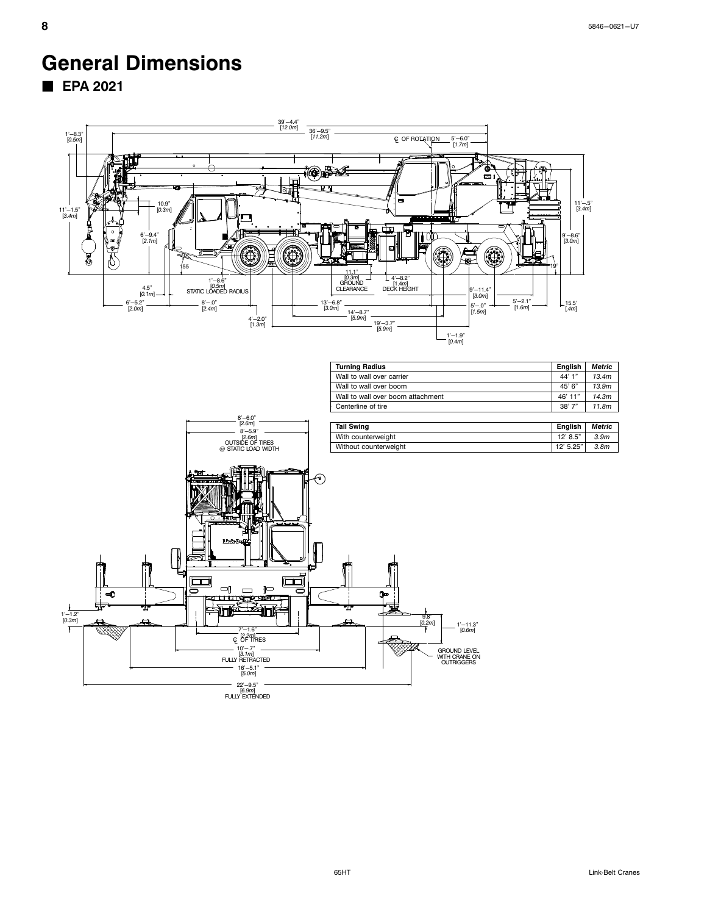# General Dimensions

## ■ EPA 2021

39'–4.4" [12.0m]
36'–9.5" [11.2m]
℄ OF ROTATION
5'–6.0" [1.7m]
1'–8.3" [0.5m]
11'–1.5" [3.4m]
10.9" [0.3m]
6'–9.4" [2.1m]
155
11'–.5" [3.4m]
9'–8.6" [3.0m]
19°
1'–8.6" [0.5m] STATIC LOADED RADIUS
4.5" [0.1m]
11.1" [0.3m] GROUND CLEARANCE
4'–8.2" [1.4m] DECK HEIGHT
9'–11.4" [3.0m]
6'–5.2" [2.0m]
8'–.0" [2.4m]
13'–6.8" [3.0m]
14'–8.7" [5.9m]
5'–.0" [1.5m]
5'–2.1" [1.6m]
15.5' [.4m]
4'–2.0" [1.3m]
19'–3.7" [5.9m]
1'–1.9" [0.4m]

| Turning Radius | English | Metric |
| --- | --- | --- |
| Wall to wall over carrier | 44' 1" | 13.4m |
| Wall to wall over boom | 45' 6" | 13.9m |
| Wall to wall over boom attachment | 46' 11" | 14.3m |
| Centerline of tire | 38' 7" | 11.8m |

| Tail Swing | English | Metric |
| --- | --- | --- |
| With counterweight | 12' 8.5" | 3.9m |
| Without counterweight | 12' 5.25" | 3.8m |

8'–6.0" [2.6m]
8'–5.9" [2.6m] OUTSIDE OF TIRES @ STATIC LOAD WIDTH
1'–1.2" [0.3m]
9.8 [0.2m]
1'–11.3" [0.6m]
7'–1.6" [2.2m] ℄ OF TIRES
10'–.7" [3.1m] FULLY RETRACTED
16'–5.1" [5.0m]
22'–9.5" [6.9m] FULLY EXTENDED
GROUND LEVEL WITH CRANE ON OUTRIGGERS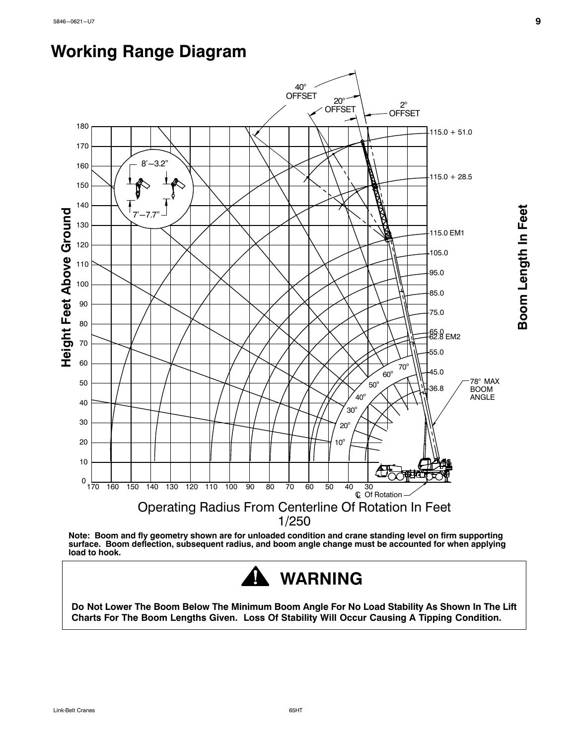# Working Range Diagram

Note: Boom and fly geometry shown are for unloaded condition and crane standing level on firm supporting surface. Boom deflection, subsequent radius, and boom angle change must be accounted for when applying load to hook.

**WARNING**

**Do Not Lower The Boom Below The Minimum Boom Angle For No Load Stability As Shown In The Lift Charts For The Boom Lengths Given. Loss Of Stability Will Occur Causing A Tipping Condition.**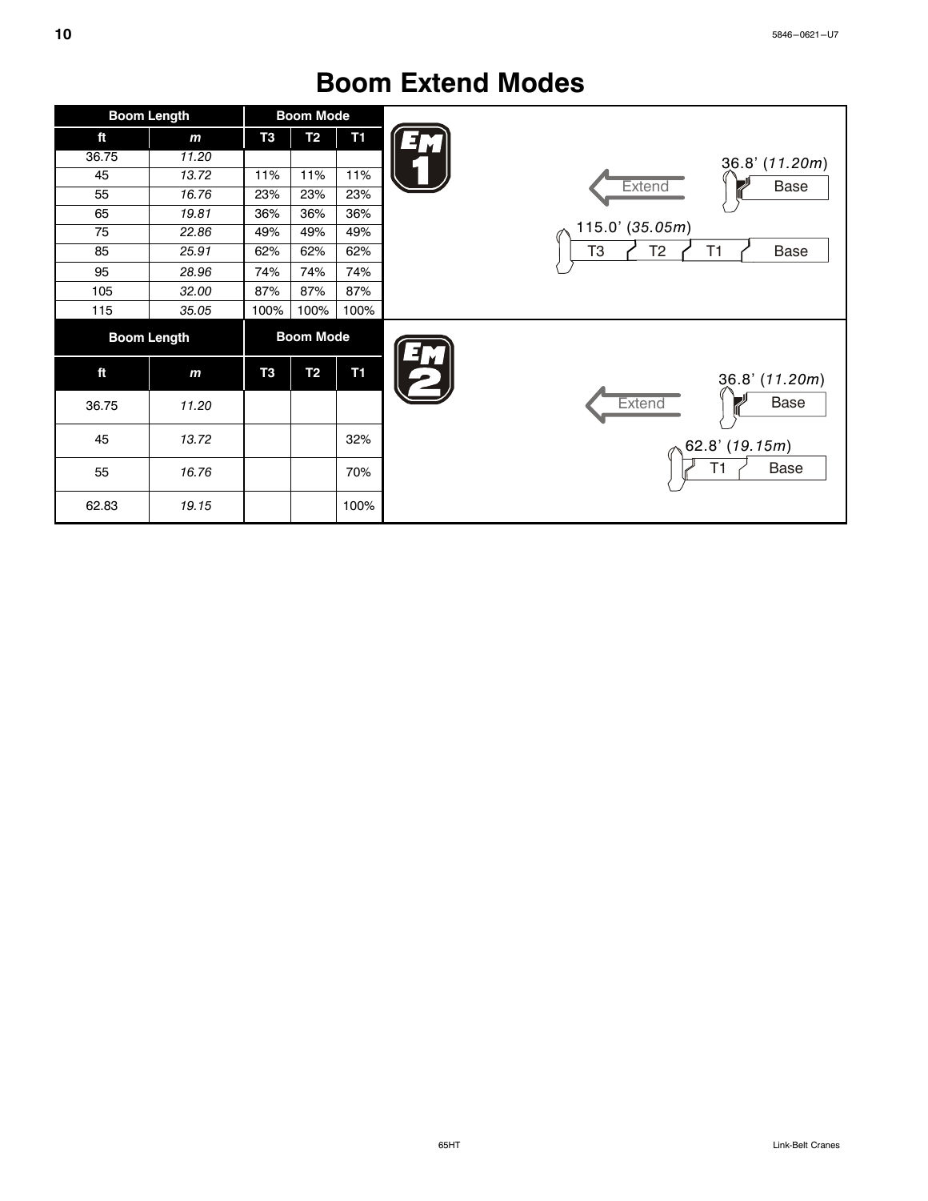# Boom Extend Modes

| Boom Length | | Boom Mode | | |
|---|---|---|---|---|
| ft | *m* | T3 | T2 | T1 |
| 36.75 | *11.20* | | | |
| 45 | *13.72* | 11% | 11% | 11% |
| 55 | *16.76* | 23% | 23% | 23% |
| 65 | *19.81* | 36% | 36% | 36% |
| 75 | *22.86* | 49% | 49% | 49% |
| 85 | *25.91* | 62% | 62% | 62% |
| 95 | *28.96* | 74% | 74% | 74% |
| 105 | *32.00* | 87% | 87% | 87% |
| 115 | *35.05* | 100% | 100% | 100% |

EM 1

36.8' (*11.20m*)

Extend

Base

115.0' (*35.05m*)

T3 T2 T1 Base

| Boom Length | | Boom Mode | | |
|---|---|---|---|---|
| ft | *m* | T3 | T2 | T1 |
| 36.75 | *11.20* | | | |
| 45 | *13.72* | | | 32% |
| 55 | *16.76* | | | 70% |
| 62.83 | *19.15* | | | 100% |

EM 2

36.8' (*11.20m*)

Extend

Base

62.8' (*19.15m*)

T1 Base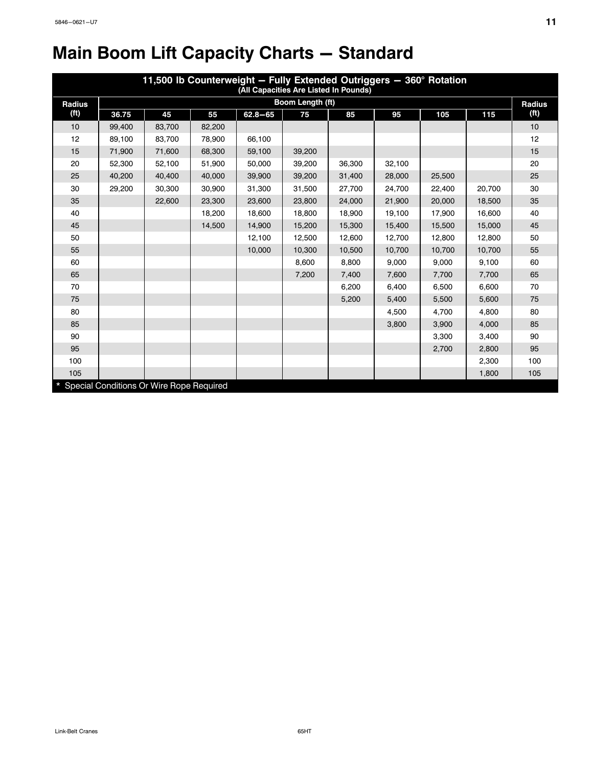# Main Boom Lift Capacity Charts — Standard

| 11,500 lb Counterweight — Fully Extended Outriggers — 360° Rotation (All Capacities Are Listed In Pounds) | | | | | | | | | | |
|---|---|---|---|---|---|---|---|---|---|---|
| Radius (ft) | Boom Length (ft) | | | | | | | | | Radius (ft) |
| | 36.75 | 45 | 55 | 62.8—65 | 75 | 85 | 95 | 105 | 115 | |
| 10 | 99,400 | 83,700 | 82,200 | | | | | | | 10 |
| 12 | 89,100 | 83,700 | 78,900 | 66,100 | | | | | | 12 |
| 15 | 71,900 | 71,600 | 68,300 | 59,100 | 39,200 | | | | | 15 |
| 20 | 52,300 | 52,100 | 51,900 | 50,000 | 39,200 | 36,300 | 32,100 | | | 20 |
| 25 | 40,200 | 40,400 | 40,000 | 39,900 | 39,200 | 31,400 | 28,000 | 25,500 | | 25 |
| 30 | 29,200 | 30,300 | 30,900 | 31,300 | 31,500 | 27,700 | 24,700 | 22,400 | 20,700 | 30 |
| 35 | | 22,600 | 23,300 | 23,600 | 23,800 | 24,000 | 21,900 | 20,000 | 18,500 | 35 |
| 40 | | | 18,200 | 18,600 | 18,800 | 18,900 | 19,100 | 17,900 | 16,600 | 40 |
| 45 | | | 14,500 | 14,900 | 15,200 | 15,300 | 15,400 | 15,500 | 15,000 | 45 |
| 50 | | | | 12,100 | 12,500 | 12,600 | 12,700 | 12,800 | 12,800 | 50 |
| 55 | | | | 10,000 | 10,300 | 10,500 | 10,700 | 10,700 | 10,700 | 55 |
| 60 | | | | | 8,600 | 8,800 | 9,000 | 9,000 | 9,100 | 60 |
| 65 | | | | | 7,200 | 7,400 | 7,600 | 7,700 | 7,700 | 65 |
| 70 | | | | | | 6,200 | 6,400 | 6,500 | 6,600 | 70 |
| 75 | | | | | | 5,200 | 5,400 | 5,500 | 5,600 | 75 |
| 80 | | | | | | | 4,500 | 4,700 | 4,800 | 80 |
| 85 | | | | | | | 3,800 | 3,900 | 4,000 | 85 |
| 90 | | | | | | | | 3,300 | 3,400 | 90 |
| 95 | | | | | | | | 2,700 | 2,800 | 95 |
| 100 | | | | | | | | | 2,300 | 100 |
| 105 | | | | | | | | | 1,800 | 105 |

* Special Conditions Or Wire Rope Required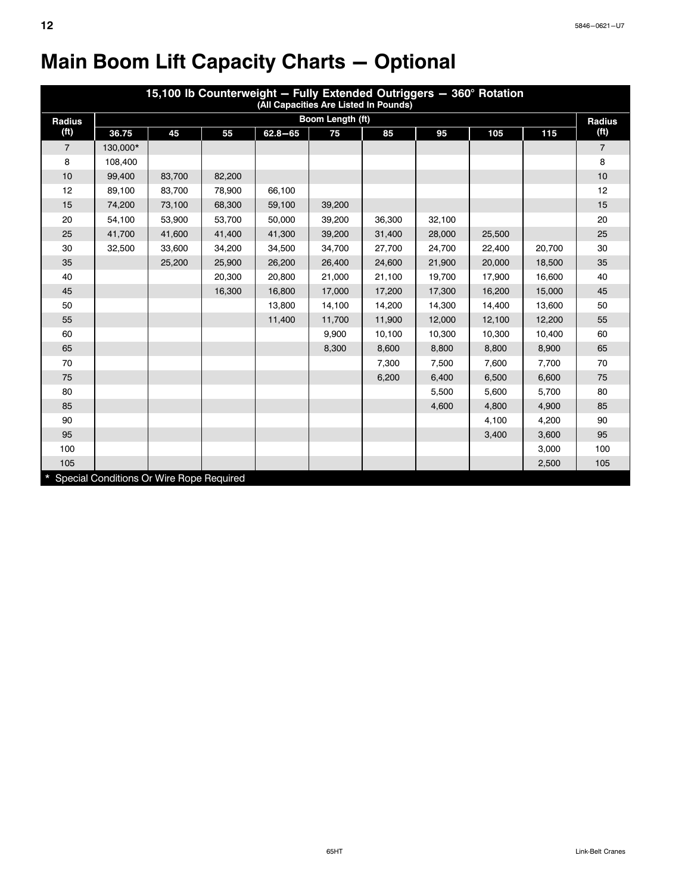# Main Boom Lift Capacity Charts — Optional

| 15,100 lb Counterweight — Fully Extended Outriggers — 360° Rotation (All Capacities Are Listed In Pounds) | | | | | | | | | | |
|---|---|---|---|---|---|---|---|---|---|---|
| Radius (ft) | Boom Length (ft) | | | | | | | | | Radius (ft) |
| | 36.75 | 45 | 55 | 62.8—65 | 75 | 85 | 95 | 105 | 115 | |
| 7 | 130,000* | | | | | | | | | 7 |
| 8 | 108,400 | | | | | | | | | 8 |
| 10 | 99,400 | 83,700 | 82,200 | | | | | | | 10 |
| 12 | 89,100 | 83,700 | 78,900 | 66,100 | | | | | | 12 |
| 15 | 74,200 | 73,100 | 68,300 | 59,100 | 39,200 | | | | | 15 |
| 20 | 54,100 | 53,900 | 53,700 | 50,000 | 39,200 | 36,300 | 32,100 | | | 20 |
| 25 | 41,700 | 41,600 | 41,400 | 41,300 | 39,200 | 31,400 | 28,000 | 25,500 | | 25 |
| 30 | 32,500 | 33,600 | 34,200 | 34,500 | 34,700 | 27,700 | 24,700 | 22,400 | 20,700 | 30 |
| 35 | | 25,200 | 25,900 | 26,200 | 26,400 | 24,600 | 21,900 | 20,000 | 18,500 | 35 |
| 40 | | | 20,300 | 20,800 | 21,000 | 21,100 | 19,700 | 17,900 | 16,600 | 40 |
| 45 | | | 16,300 | 16,800 | 17,000 | 17,200 | 17,300 | 16,200 | 15,000 | 45 |
| 50 | | | | 13,800 | 14,100 | 14,200 | 14,300 | 14,400 | 13,600 | 50 |
| 55 | | | | 11,400 | 11,700 | 11,900 | 12,000 | 12,100 | 12,200 | 55 |
| 60 | | | | | 9,900 | 10,100 | 10,300 | 10,300 | 10,400 | 60 |
| 65 | | | | | 8,300 | 8,600 | 8,800 | 8,800 | 8,900 | 65 |
| 70 | | | | | | 7,300 | 7,500 | 7,600 | 7,700 | 70 |
| 75 | | | | | | 6,200 | 6,400 | 6,500 | 6,600 | 75 |
| 80 | | | | | | | 5,500 | 5,600 | 5,700 | 80 |
| 85 | | | | | | | 4,600 | 4,800 | 4,900 | 85 |
| 90 | | | | | | | | 4,100 | 4,200 | 90 |
| 95 | | | | | | | | 3,400 | 3,600 | 95 |
| 100 | | | | | | | | | 3,000 | 100 |
| 105 | | | | | | | | | 2,500 | 105 |

* Special Conditions Or Wire Rope Required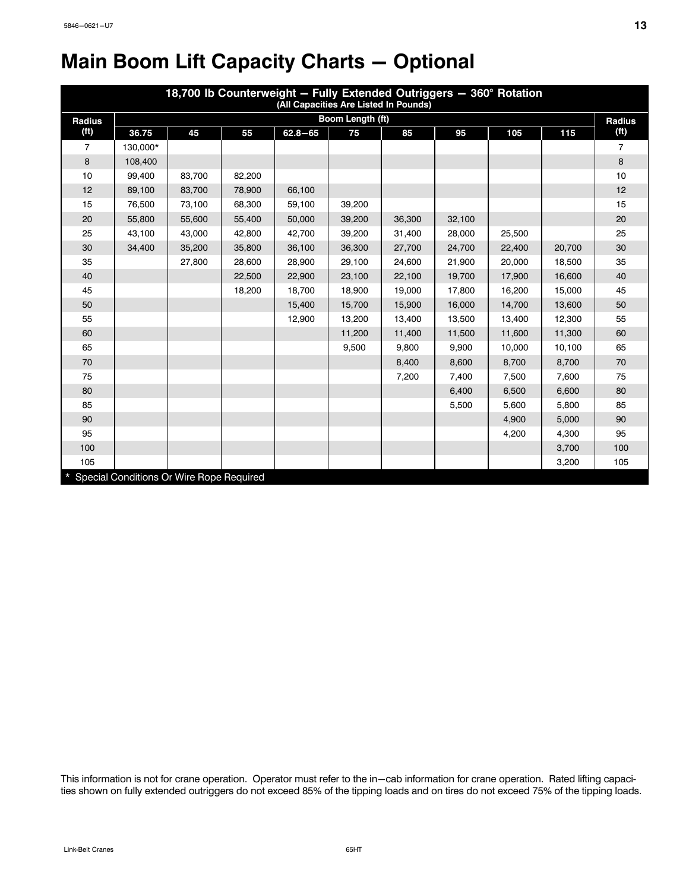# Main Boom Lift Capacity Charts — Optional

| 18,700 lb Counterweight — Fully Extended Outriggers — 360° Rotation (All Capacities Are Listed In Pounds) | | | | | | | | | | |
|---|---|---|---|---|---|---|---|---|---|---|
| Radius (ft) | Boom Length (ft) | | | | | | | | | Radius (ft) |
| | 36.75 | 45 | 55 | 62.8—65 | 75 | 85 | 95 | 105 | 115 | |
| 7 | 130,000* | | | | | | | | | 7 |
| 8 | 108,400 | | | | | | | | | 8 |
| 10 | 99,400 | 83,700 | 82,200 | | | | | | | 10 |
| 12 | 89,100 | 83,700 | 78,900 | 66,100 | | | | | | 12 |
| 15 | 76,500 | 73,100 | 68,300 | 59,100 | 39,200 | | | | | 15 |
| 20 | 55,800 | 55,600 | 55,400 | 50,000 | 39,200 | 36,300 | 32,100 | | | 20 |
| 25 | 43,100 | 43,000 | 42,800 | 42,700 | 39,200 | 31,400 | 28,000 | 25,500 | | 25 |
| 30 | 34,400 | 35,200 | 35,800 | 36,100 | 36,300 | 27,700 | 24,700 | 22,400 | 20,700 | 30 |
| 35 | | 27,800 | 28,600 | 28,900 | 29,100 | 24,600 | 21,900 | 20,000 | 18,500 | 35 |
| 40 | | | 22,500 | 22,900 | 23,100 | 22,100 | 19,700 | 17,900 | 16,600 | 40 |
| 45 | | | 18,200 | 18,700 | 18,900 | 19,000 | 17,800 | 16,200 | 15,000 | 45 |
| 50 | | | | 15,400 | 15,700 | 15,900 | 16,000 | 14,700 | 13,600 | 50 |
| 55 | | | | 12,900 | 13,200 | 13,400 | 13,500 | 13,400 | 12,300 | 55 |
| 60 | | | | | 11,200 | 11,400 | 11,500 | 11,600 | 11,300 | 60 |
| 65 | | | | | 9,500 | 9,800 | 9,900 | 10,000 | 10,100 | 65 |
| 70 | | | | | | 8,400 | 8,600 | 8,700 | 8,700 | 70 |
| 75 | | | | | | 7,200 | 7,400 | 7,500 | 7,600 | 75 |
| 80 | | | | | | | 6,400 | 6,500 | 6,600 | 80 |
| 85 | | | | | | | 5,500 | 5,600 | 5,800 | 85 |
| 90 | | | | | | | | 4,900 | 5,000 | 90 |
| 95 | | | | | | | | 4,200 | 4,300 | 95 |
| 100 | | | | | | | | | 3,700 | 100 |
| 105 | | | | | | | | | 3,200 | 105 |

* Special Conditions Or Wire Rope Required

This information is not for crane operation. Operator must refer to the in—cab information for crane operation. Rated lifting capacities shown on fully extended outriggers do not exceed 85% of the tipping loads and on tires do not exceed 75% of the tipping loads.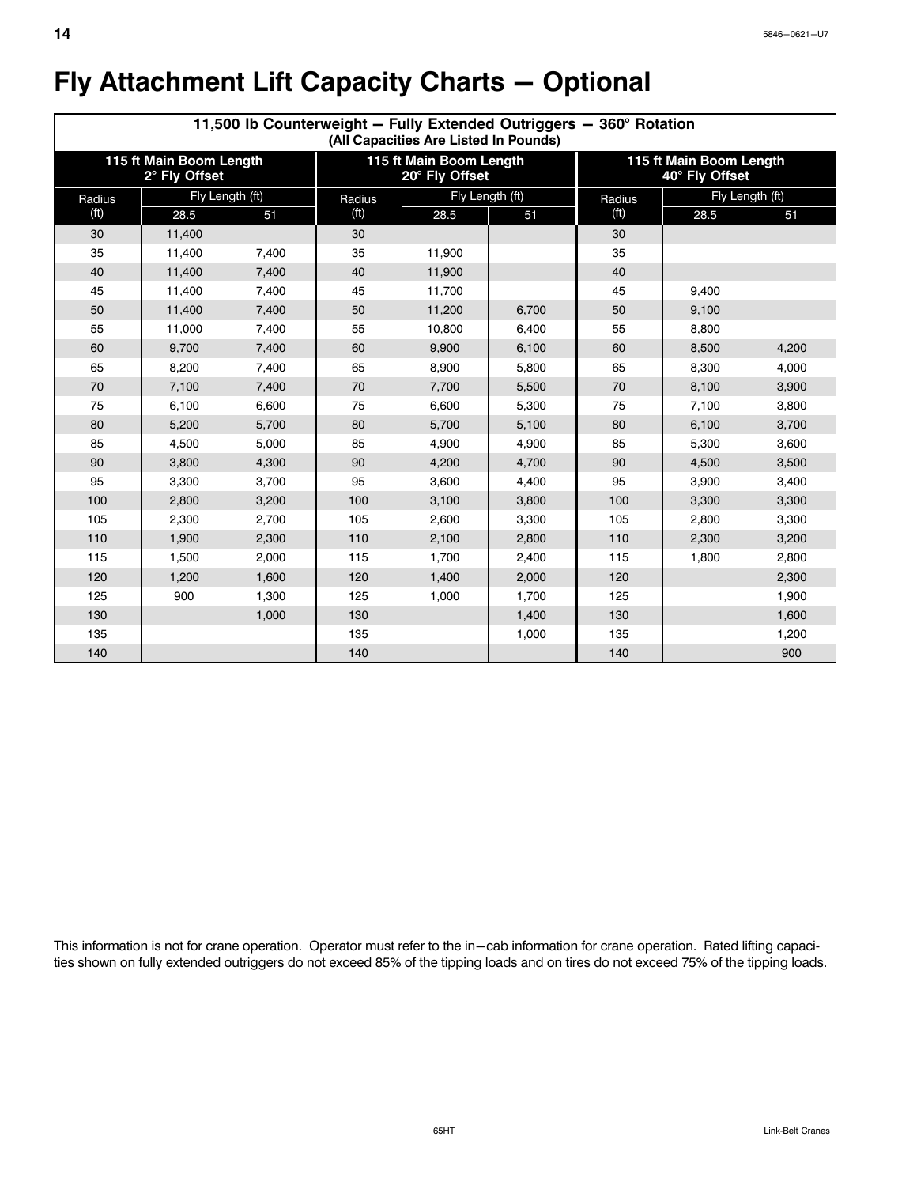# Fly Attachment Lift Capacity Charts — Optional

| 11,500 lb Counterweight — Fully Extended Outriggers — 360° Rotation (All Capacities Are Listed In Pounds) | | | | | | | | |
|---|---|---|---|---|---|---|---|---|
| 115 ft Main Boom Length 2° Fly Offset | | | 115 ft Main Boom Length 20° Fly Offset | | | 115 ft Main Boom Length 40° Fly Offset | | |
| Radius (ft) | Fly Length (ft) | | Radius (ft) | Fly Length (ft) | | Radius (ft) | Fly Length (ft) | |
| | 28.5 | 51 | | 28.5 | 51 | | 28.5 | 51 |
| 30 | 11,400 | | 30 | | | 30 | | |
| 35 | 11,400 | 7,400 | 35 | 11,900 | | 35 | | |
| 40 | 11,400 | 7,400 | 40 | 11,900 | | 40 | | |
| 45 | 11,400 | 7,400 | 45 | 11,700 | | 45 | 9,400 | |
| 50 | 11,400 | 7,400 | 50 | 11,200 | 6,700 | 50 | 9,100 | |
| 55 | 11,000 | 7,400 | 55 | 10,800 | 6,400 | 55 | 8,800 | |
| 60 | 9,700 | 7,400 | 60 | 9,900 | 6,100 | 60 | 8,500 | 4,200 |
| 65 | 8,200 | 7,400 | 65 | 8,900 | 5,800 | 65 | 8,300 | 4,000 |
| 70 | 7,100 | 7,400 | 70 | 7,700 | 5,500 | 70 | 8,100 | 3,900 |
| 75 | 6,100 | 6,600 | 75 | 6,600 | 5,300 | 75 | 7,100 | 3,800 |
| 80 | 5,200 | 5,700 | 80 | 5,700 | 5,100 | 80 | 6,100 | 3,700 |
| 85 | 4,500 | 5,000 | 85 | 4,900 | 4,900 | 85 | 5,300 | 3,600 |
| 90 | 3,800 | 4,300 | 90 | 4,200 | 4,700 | 90 | 4,500 | 3,500 |
| 95 | 3,300 | 3,700 | 95 | 3,600 | 4,400 | 95 | 3,900 | 3,400 |
| 100 | 2,800 | 3,200 | 100 | 3,100 | 3,800 | 100 | 3,300 | 3,300 |
| 105 | 2,300 | 2,700 | 105 | 2,600 | 3,300 | 105 | 2,800 | 3,300 |
| 110 | 1,900 | 2,300 | 110 | 2,100 | 2,800 | 110 | 2,300 | 3,200 |
| 115 | 1,500 | 2,000 | 115 | 1,700 | 2,400 | 115 | 1,800 | 2,800 |
| 120 | 1,200 | 1,600 | 120 | 1,400 | 2,000 | 120 | | 2,300 |
| 125 | 900 | 1,300 | 125 | 1,000 | 1,700 | 125 | | 1,900 |
| 130 | | 1,000 | 130 | | 1,400 | 130 | | 1,600 |
| 135 | | | 135 | | 1,000 | 135 | | 1,200 |
| 140 | | | 140 | | | 140 | | 900 |

This information is not for crane operation. Operator must refer to the in—cab information for crane operation. Rated lifting capacities shown on fully extended outriggers do not exceed 85% of the tipping loads and on tires do not exceed 75% of the tipping loads.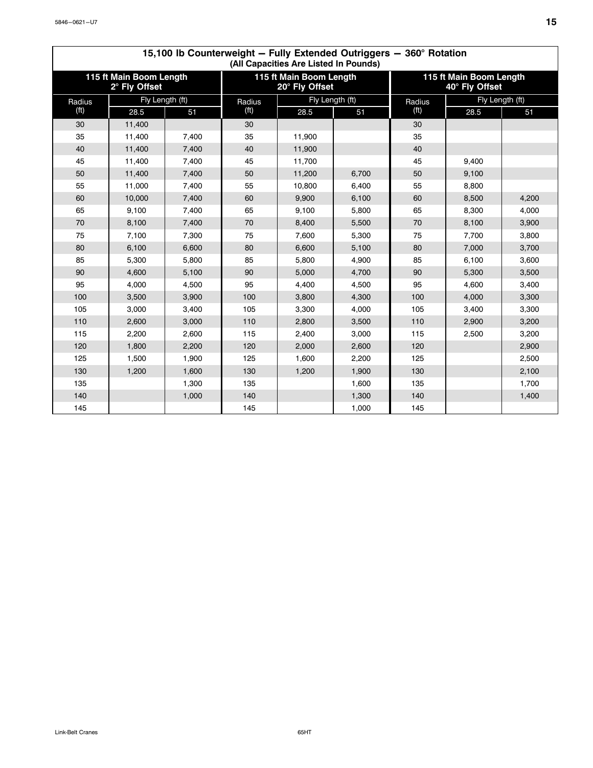| 15,100 lb Counterweight — Fully Extended Outriggers — 360° Rotation (All Capacities Are Listed In Pounds) | | | | | | | | |
|---|---|---|---|---|---|---|---|---|
| 115 ft Main Boom Length 2° Fly Offset | | | 115 ft Main Boom Length 20° Fly Offset | | | 115 ft Main Boom Length 40° Fly Offset | | |
| Radius (ft) | Fly Length (ft) | | Radius (ft) | Fly Length (ft) | | Radius (ft) | Fly Length (ft) | |
| | 28.5 | 51 | | 28.5 | 51 | | 28.5 | 51 |
| 30 | 11,400 | | 30 | | | 30 | | |
| 35 | 11,400 | 7,400 | 35 | 11,900 | | 35 | | |
| 40 | 11,400 | 7,400 | 40 | 11,900 | | 40 | | |
| 45 | 11,400 | 7,400 | 45 | 11,700 | | 45 | 9,400 | |
| 50 | 11,400 | 7,400 | 50 | 11,200 | 6,700 | 50 | 9,100 | |
| 55 | 11,000 | 7,400 | 55 | 10,800 | 6,400 | 55 | 8,800 | |
| 60 | 10,000 | 7,400 | 60 | 9,900 | 6,100 | 60 | 8,500 | 4,200 |
| 65 | 9,100 | 7,400 | 65 | 9,100 | 5,800 | 65 | 8,300 | 4,000 |
| 70 | 8,100 | 7,400 | 70 | 8,400 | 5,500 | 70 | 8,100 | 3,900 |
| 75 | 7,100 | 7,300 | 75 | 7,600 | 5,300 | 75 | 7,700 | 3,800 |
| 80 | 6,100 | 6,600 | 80 | 6,600 | 5,100 | 80 | 7,000 | 3,700 |
| 85 | 5,300 | 5,800 | 85 | 5,800 | 4,900 | 85 | 6,100 | 3,600 |
| 90 | 4,600 | 5,100 | 90 | 5,000 | 4,700 | 90 | 5,300 | 3,500 |
| 95 | 4,000 | 4,500 | 95 | 4,400 | 4,500 | 95 | 4,600 | 3,400 |
| 100 | 3,500 | 3,900 | 100 | 3,800 | 4,300 | 100 | 4,000 | 3,300 |
| 105 | 3,000 | 3,400 | 105 | 3,300 | 4,000 | 105 | 3,400 | 3,300 |
| 110 | 2,600 | 3,000 | 110 | 2,800 | 3,500 | 110 | 2,900 | 3,200 |
| 115 | 2,200 | 2,600 | 115 | 2,400 | 3,000 | 115 | 2,500 | 3,200 |
| 120 | 1,800 | 2,200 | 120 | 2,000 | 2,600 | 120 | | 2,900 |
| 125 | 1,500 | 1,900 | 125 | 1,600 | 2,200 | 125 | | 2,500 |
| 130 | 1,200 | 1,600 | 130 | 1,200 | 1,900 | 130 | | 2,100 |
| 135 | | 1,300 | 135 | | 1,600 | 135 | | 1,700 |
| 140 | | 1,000 | 140 | | 1,300 | 140 | | 1,400 |
| 145 | | | 145 | | 1,000 | 145 | | |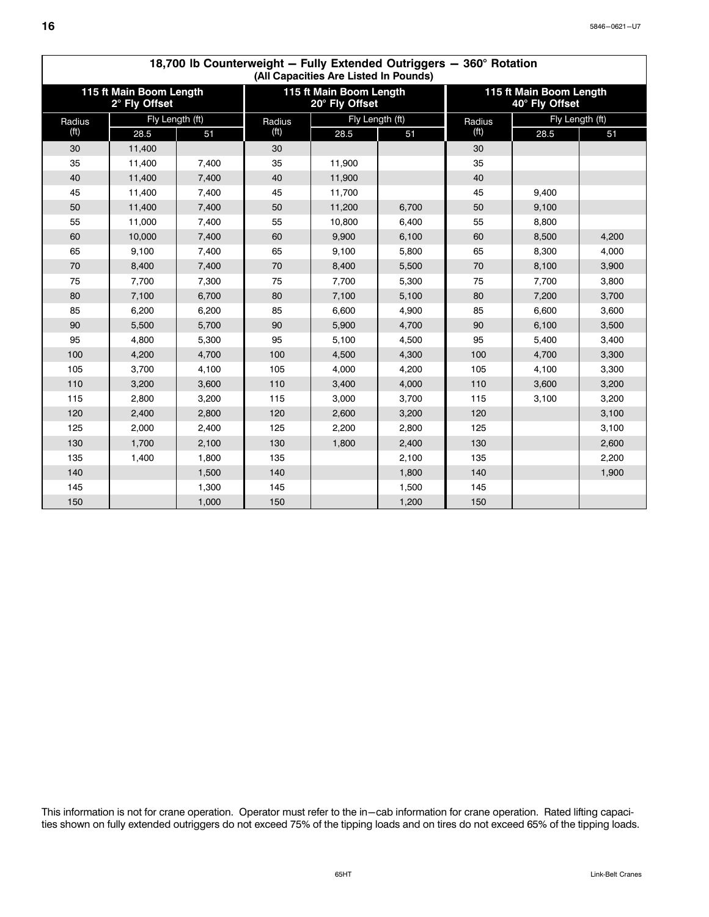## 18,700 lb Counterweight — Fully Extended Outriggers — 360° Rotation

(All Capacities Are Listed In Pounds)

| 115 ft Main Boom Length 2° Fly Offset | | | 115 ft Main Boom Length 20° Fly Offset | | | 115 ft Main Boom Length 40° Fly Offset | | |
|---|---|---|---|---|---|---|---|---|
| Radius (ft) | Fly Length (ft) | | Radius (ft) | Fly Length (ft) | | Radius (ft) | Fly Length (ft) | |
| | 28.5 | 51 | | 28.5 | 51 | | 28.5 | 51 |
| 30 | 11,400 | | 30 | | | 30 | | |
| 35 | 11,400 | 7,400 | 35 | 11,900 | | 35 | | |
| 40 | 11,400 | 7,400 | 40 | 11,900 | | 40 | | |
| 45 | 11,400 | 7,400 | 45 | 11,700 | | 45 | 9,400 | |
| 50 | 11,400 | 7,400 | 50 | 11,200 | 6,700 | 50 | 9,100 | |
| 55 | 11,000 | 7,400 | 55 | 10,800 | 6,400 | 55 | 8,800 | |
| 60 | 10,000 | 7,400 | 60 | 9,900 | 6,100 | 60 | 8,500 | 4,200 |
| 65 | 9,100 | 7,400 | 65 | 9,100 | 5,800 | 65 | 8,300 | 4,000 |
| 70 | 8,400 | 7,400 | 70 | 8,400 | 5,500 | 70 | 8,100 | 3,900 |
| 75 | 7,700 | 7,300 | 75 | 7,700 | 5,300 | 75 | 7,700 | 3,800 |
| 80 | 7,100 | 6,700 | 80 | 7,100 | 5,100 | 80 | 7,200 | 3,700 |
| 85 | 6,200 | 6,200 | 85 | 6,600 | 4,900 | 85 | 6,600 | 3,600 |
| 90 | 5,500 | 5,700 | 90 | 5,900 | 4,700 | 90 | 6,100 | 3,500 |
| 95 | 4,800 | 5,300 | 95 | 5,100 | 4,500 | 95 | 5,400 | 3,400 |
| 100 | 4,200 | 4,700 | 100 | 4,500 | 4,300 | 100 | 4,700 | 3,300 |
| 105 | 3,700 | 4,100 | 105 | 4,000 | 4,200 | 105 | 4,100 | 3,300 |
| 110 | 3,200 | 3,600 | 110 | 3,400 | 4,000 | 110 | 3,600 | 3,200 |
| 115 | 2,800 | 3,200 | 115 | 3,000 | 3,700 | 115 | 3,100 | 3,200 |
| 120 | 2,400 | 2,800 | 120 | 2,600 | 3,200 | 120 | | 3,100 |
| 125 | 2,000 | 2,400 | 125 | 2,200 | 2,800 | 125 | | 3,100 |
| 130 | 1,700 | 2,100 | 130 | 1,800 | 2,400 | 130 | | 2,600 |
| 135 | 1,400 | 1,800 | 135 | | 2,100 | 135 | | 2,200 |
| 140 | | 1,500 | 140 | | 1,800 | 140 | | 1,900 |
| 145 | | 1,300 | 145 | | 1,500 | 145 | | |
| 150 | | 1,000 | 150 | | 1,200 | 150 | | |

This information is not for crane operation. Operator must refer to the in−cab information for crane operation. Rated lifting capacities shown on fully extended outriggers do not exceed 75% of the tipping loads and on tires do not exceed 65% of the tipping loads.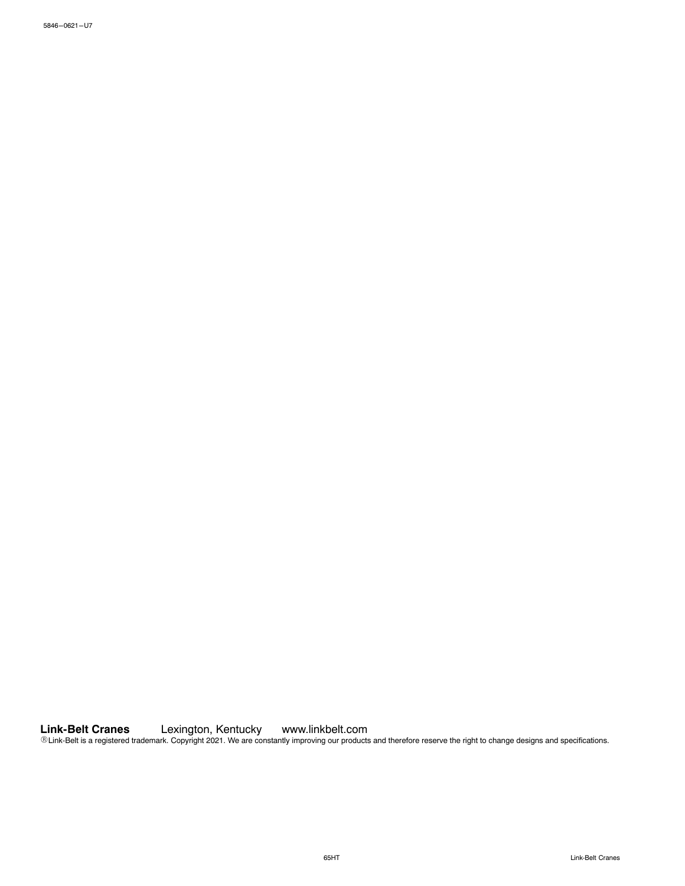5846−0621−U7

**Link-Belt Cranes** Lexington, Kentucky www.linkbelt.com

®Link-Belt is a registered trademark. Copyright 2021. We are constantly improving our products and therefore reserve the right to change designs and specifications.